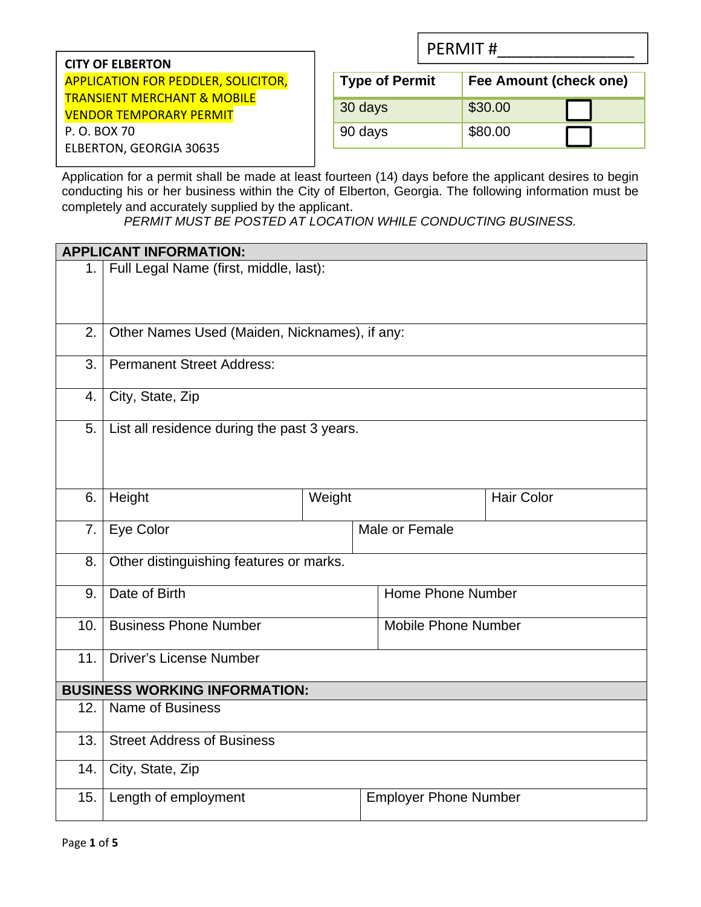PERMIT #_______________

**CITY OF ELBERTON**
**APPLICATION FOR PEDDLER, SOLICITOR, TRANSIENT MERCHANT & MOBILE VENDOR TEMPORARY PERMIT**
P. O. BOX 70
ELBERTON, GEORGIA 30635

| Type of Permit | Fee Amount (check one) |
|---|---|
| 30 days | $30.00 ☐ |
| 90 days | $80.00 ☐ |

Application for a permit shall be made at least fourteen (14) days before the applicant desires to begin conducting his or her business within the City of Elberton, Georgia. The following information must be completely and accurately supplied by the applicant.

*PERMIT MUST BE POSTED AT LOCATION WHILE CONDUCTING BUSINESS.*

| APPLICANT INFORMATION: | | | |
|---|---|---|---|
| 1. | Full Legal Name (first, middle, last): | | |
| 2. | Other Names Used (Maiden, Nicknames), if any: | | |
| 3. | Permanent Street Address: | | |
| 4. | City, State, Zip | | |
| 5. | List all residence during the past 3 years. | | |
| 6. | Height | Weight | Hair Color |
| 7. | Eye Color | Male or Female | |
| 8. | Other distinguishing features or marks. | | |
| 9. | Date of Birth | Home Phone Number | |
| 10. | Business Phone Number | Mobile Phone Number | |
| 11. | Driver's License Number | | |
| **BUSINESS WORKING INFORMATION:** | | | |
| 12. | Name of Business | | |
| 13. | Street Address of Business | | |
| 14. | City, State, Zip | | |
| 15. | Length of employment | Employer Phone Number | |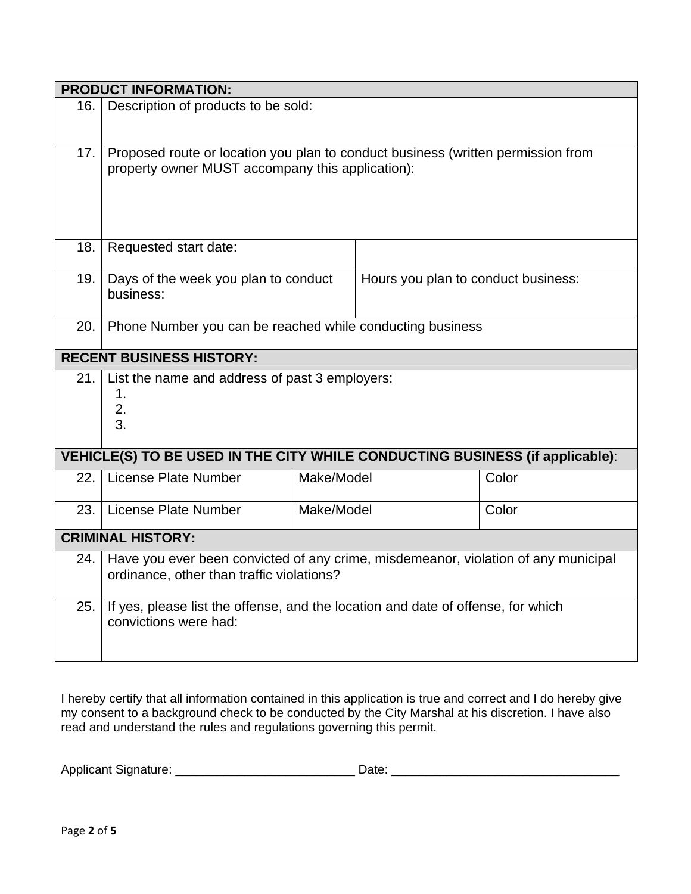| PRODUCT INFORMATION: | | | |
|---|---|---|---|
| 16. | Description of products to be sold: | | |
| 17. | Proposed route or location you plan to conduct business (written permission from property owner MUST accompany this application): | | |
| 18. | Requested start date: | | |
| 19. | Days of the week you plan to conduct business: | Hours you plan to conduct business: | |
| 20. | Phone Number you can be reached while conducting business | | |
| **RECENT BUSINESS HISTORY:** | | | |
| 21. | List the name and address of past 3 employers:<br>1.<br>2.<br>3. | | |
| **VEHICLE(S) TO BE USED IN THE CITY WHILE CONDUCTING BUSINESS (if applicable):** | | | |
| 22. | License Plate Number | Make/Model | Color |
| 23. | License Plate Number | Make/Model | Color |
| **CRIMINAL HISTORY:** | | | |
| 24. | Have you ever been convicted of any crime, misdemeanor, violation of any municipal ordinance, other than traffic violations? | | |
| 25. | If yes, please list the offense, and the location and date of offense, for which convictions were had: | | |

I hereby certify that all information contained in this application is true and correct and I do hereby give my consent to a background check to be conducted by the City Marshal at his discretion. I have also read and understand the rules and regulations governing this permit.

Applicant Signature: __________________________ Date: _________________________________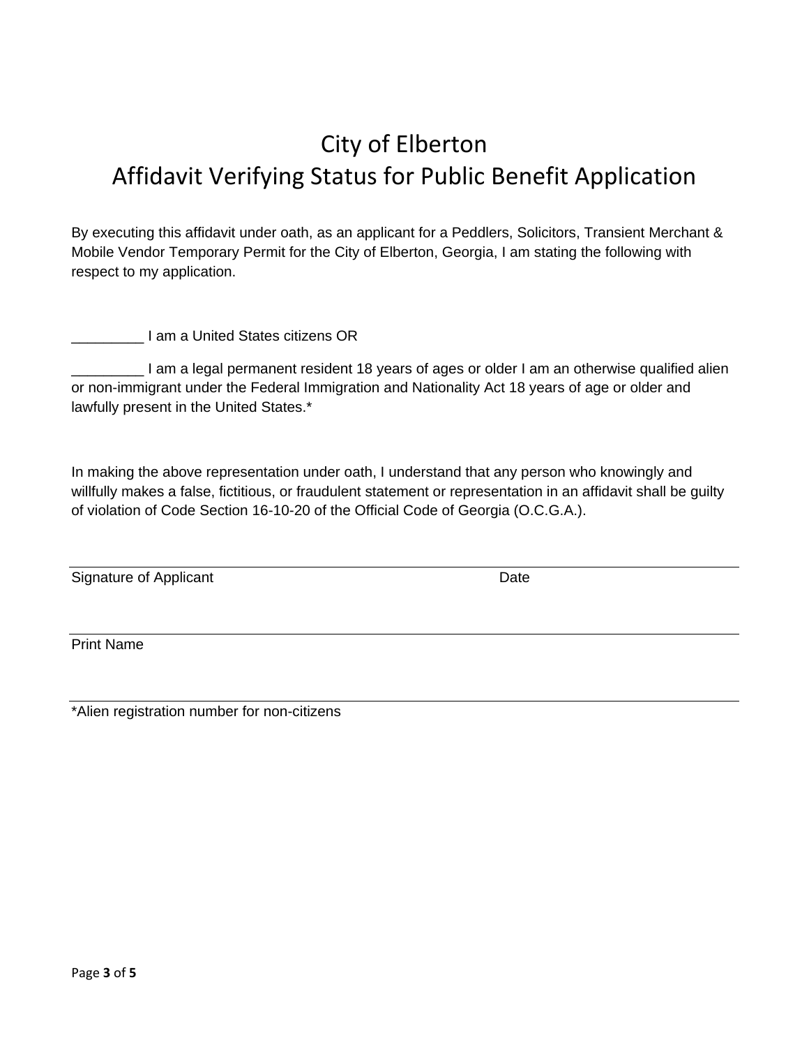# City of Elberton
# Affidavit Verifying Status for Public Benefit Application

By executing this affidavit under oath, as an applicant for a Peddlers, Solicitors, Transient Merchant & Mobile Vendor Temporary Permit for the City of Elberton, Georgia, I am stating the following with respect to my application.

_________ I am a United States citizens OR

_________ I am a legal permanent resident 18 years of ages or older I am an otherwise qualified alien or non-immigrant under the Federal Immigration and Nationality Act 18 years of age or older and lawfully present in the United States.*

In making the above representation under oath, I understand that any person who knowingly and willfully makes a false, fictitious, or fraudulent statement or representation in an affidavit shall be guilty of violation of Code Section 16-10-20 of the Official Code of Georgia (O.C.G.A.).

______________________________________________________________________________

Signature of Applicant                                                                    Date

______________________________________________________________________________

Print Name

______________________________________________________________________________

*Alien registration number for non-citizens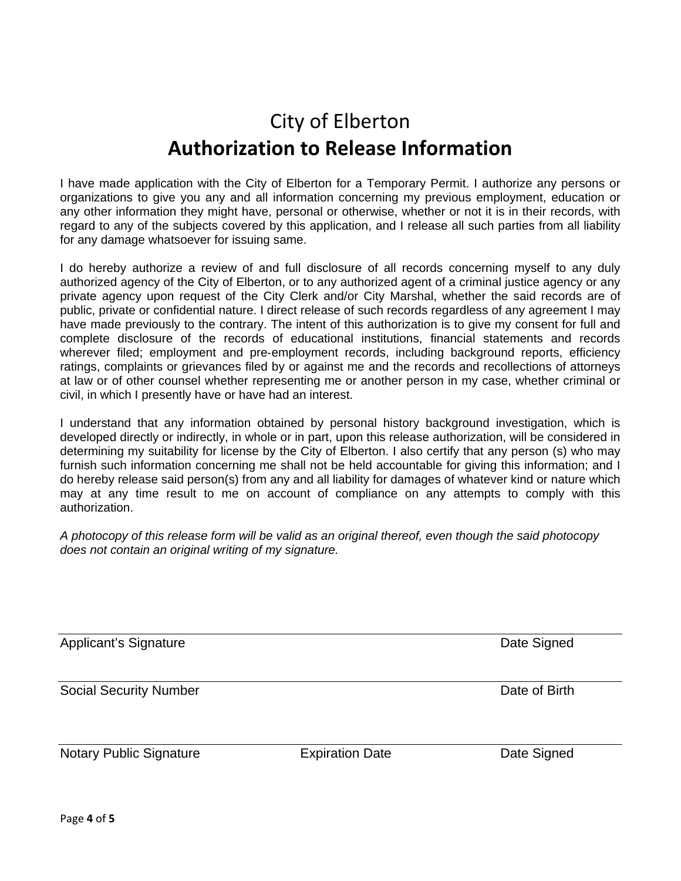# City of Elberton

## Authorization to Release Information

I have made application with the City of Elberton for a Temporary Permit. I authorize any persons or organizations to give you any and all information concerning my previous employment, education or any other information they might have, personal or otherwise, whether or not it is in their records, with regard to any of the subjects covered by this application, and I release all such parties from all liability for any damage whatsoever for issuing same.

I do hereby authorize a review of and full disclosure of all records concerning myself to any duly authorized agency of the City of Elberton, or to any authorized agent of a criminal justice agency or any private agency upon request of the City Clerk and/or City Marshal, whether the said records are of public, private or confidential nature. I direct release of such records regardless of any agreement I may have made previously to the contrary. The intent of this authorization is to give my consent for full and complete disclosure of the records of educational institutions, financial statements and records wherever filed; employment and pre-employment records, including background reports, efficiency ratings, complaints or grievances filed by or against me and the records and recollections of attorneys at law or of other counsel whether representing me or another person in my case, whether criminal or civil, in which I presently have or have had an interest.

I understand that any information obtained by personal history background investigation, which is developed directly or indirectly, in whole or in part, upon this release authorization, will be considered in determining my suitability for license by the City of Elberton. I also certify that any person (s) who may furnish such information concerning me shall not be held accountable for giving this information; and I do hereby release said person(s) from any and all liability for damages of whatever kind or nature which may at any time result to me on account of compliance on any attempts to comply with this authorization.

*A photocopy of this release form will be valid as an original thereof, even though the said photocopy does not contain an original writing of my signature.*

______________________________________________

Applicant's Signature    Date Signed

______________________________________________

Social Security Number    Date of Birth

______________________________________________

Notary Public Signature    Expiration Date    Date Signed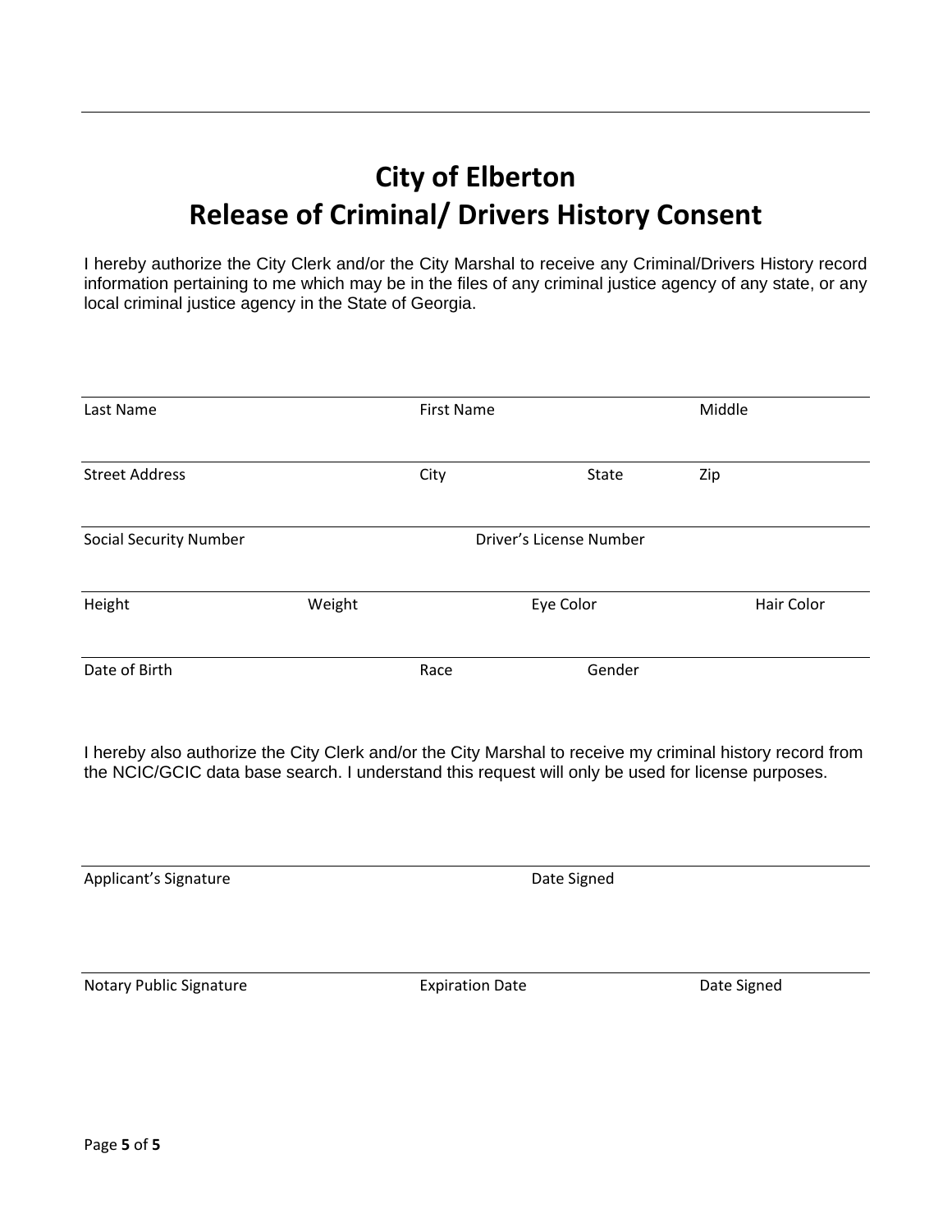# City of Elberton
# Release of Criminal/ Drivers History Consent

I hereby authorize the City Clerk and/or the City Marshal to receive any Criminal/Drivers History record information pertaining to me which may be in the files of any criminal justice agency of any state, or any local criminal justice agency in the State of Georgia.

| | | | |
|---|---|---|---|
| Last Name | First Name | | Middle |
| Street Address | City | State | Zip |
| Social Security Number | Driver's License Number | | |
| Height | Weight | Eye Color | Hair Color |
| Date of Birth | Race | Gender | |

I hereby also authorize the City Clerk and/or the City Marshal to receive my criminal history record from the NCIC/GCIC data base search. I understand this request will only be used for license purposes.

| | | |
|---|---|---|
| Applicant's Signature | Date Signed | |
| Notary Public Signature | Expiration Date | Date Signed |